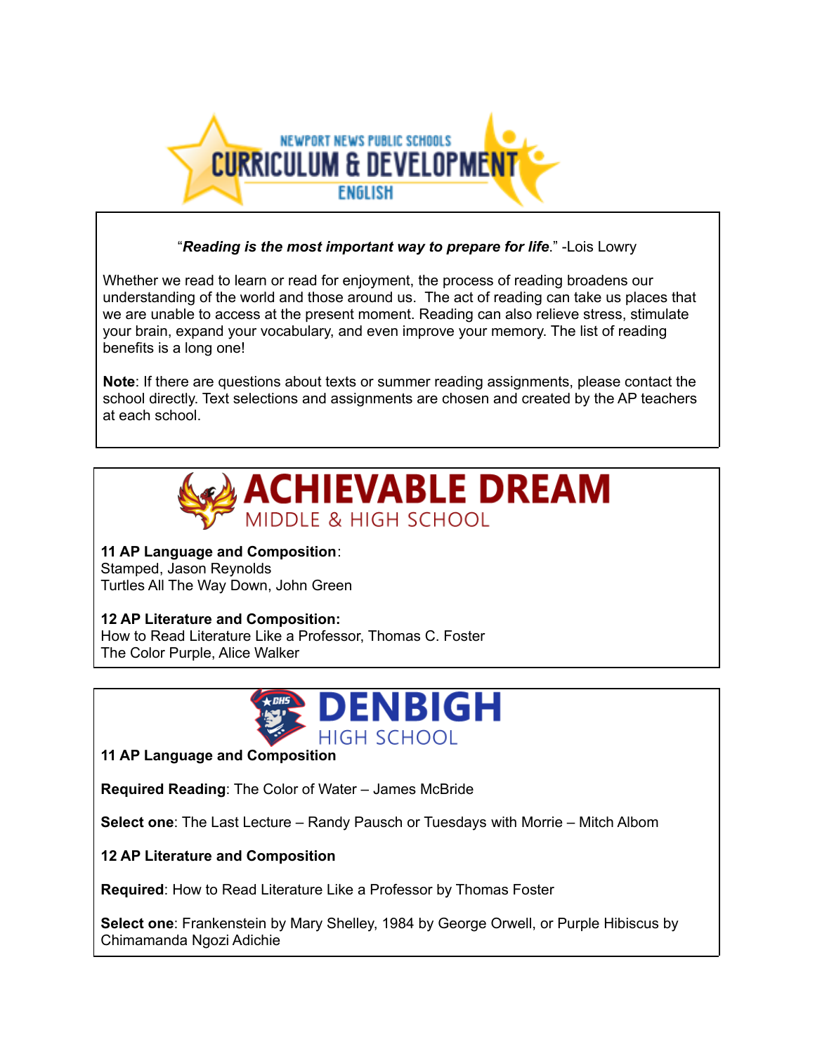NEWPORT NEWS PUBLIC SCHOOLS

# CURRICULUM & DEVELOPMENT

ENGLISH

"***Reading is the most important way to prepare for life***." -Lois Lowry

Whether we read to learn or read for enjoyment, the process of reading broadens our understanding of the world and those around us. The act of reading can take us places that we are unable to access at the present moment. Reading can also relieve stress, stimulate your brain, expand your vocabulary, and even improve your memory. The list of reading benefits is a long one!

**Note**: If there are questions about texts or summer reading assignments, please contact the school directly. Text selections and assignments are chosen and created by the AP teachers at each school.

## ACHIEVABLE DREAM MIDDLE & HIGH SCHOOL

**11 AP Language and Composition**:
Stamped, Jason Reynolds
Turtles All The Way Down, John Green

**12 AP Literature and Composition:**
How to Read Literature Like a Professor, Thomas C. Foster
The Color Purple, Alice Walker

## DENBIGH HIGH SCHOOL

**11 AP Language and Composition**

**Required Reading**: The Color of Water – James McBride

**Select one**: The Last Lecture – Randy Pausch or Tuesdays with Morrie – Mitch Albom

**12 AP Literature and Composition**

**Required**: How to Read Literature Like a Professor by Thomas Foster

**Select one**: Frankenstein by Mary Shelley, 1984 by George Orwell, or Purple Hibiscus by Chimamanda Ngozi Adichie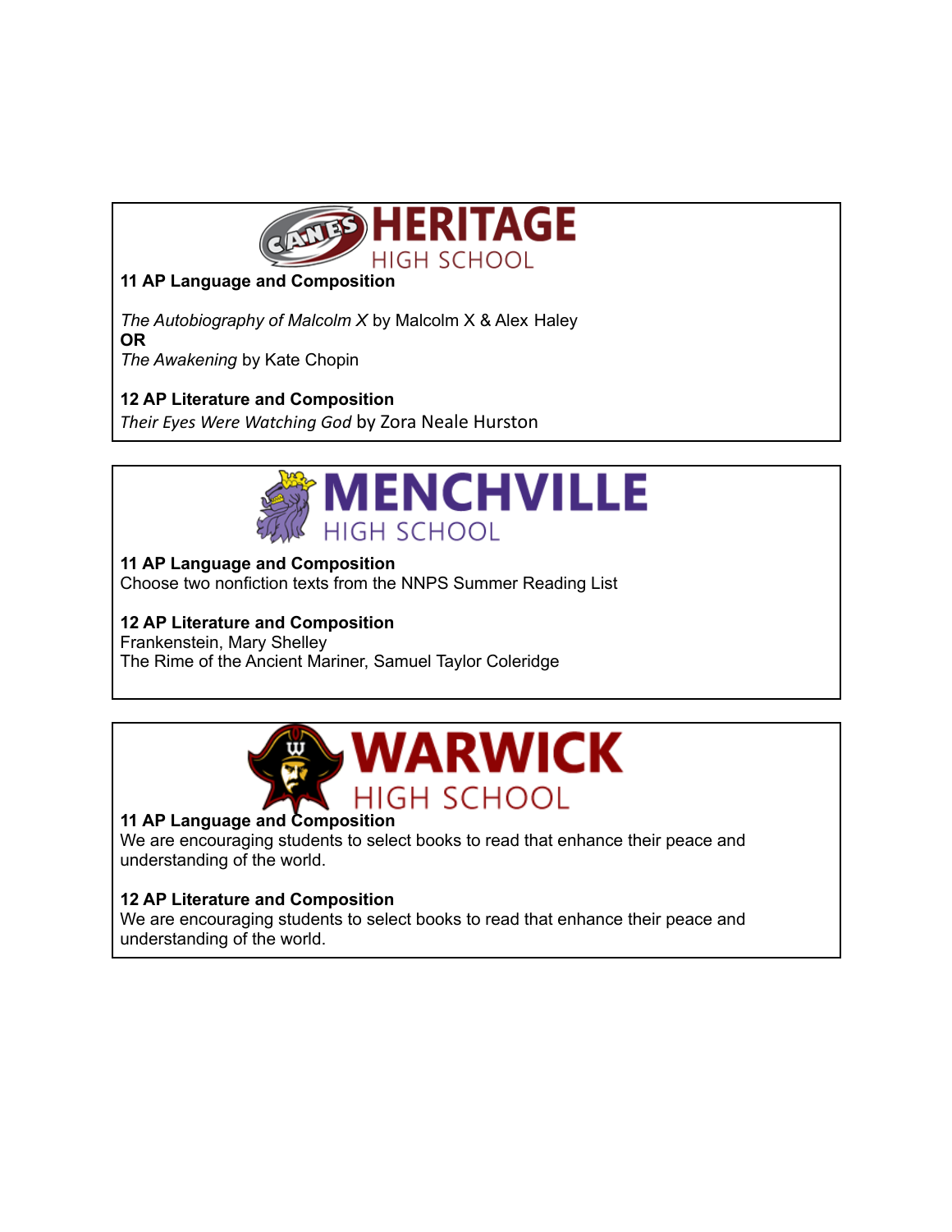## HERITAGE HIGH SCHOOL

**11 AP Language and Composition**

*The Autobiography of Malcolm X* by Malcolm X & Alex Haley
**OR**
*The Awakening* by Kate Chopin

**12 AP Literature and Composition**
*Their Eyes Were Watching God* by Zora Neale Hurston

## MENCHVILLE HIGH SCHOOL

**11 AP Language and Composition**
Choose two nonfiction texts from the NNPS Summer Reading List

**12 AP Literature and Composition**
Frankenstein, Mary Shelley
The Rime of the Ancient Mariner, Samuel Taylor Coleridge

## WARWICK HIGH SCHOOL

**11 AP Language and Composition**
We are encouraging students to select books to read that enhance their peace and understanding of the world.

**12 AP Literature and Composition**
We are encouraging students to select books to read that enhance their peace and understanding of the world.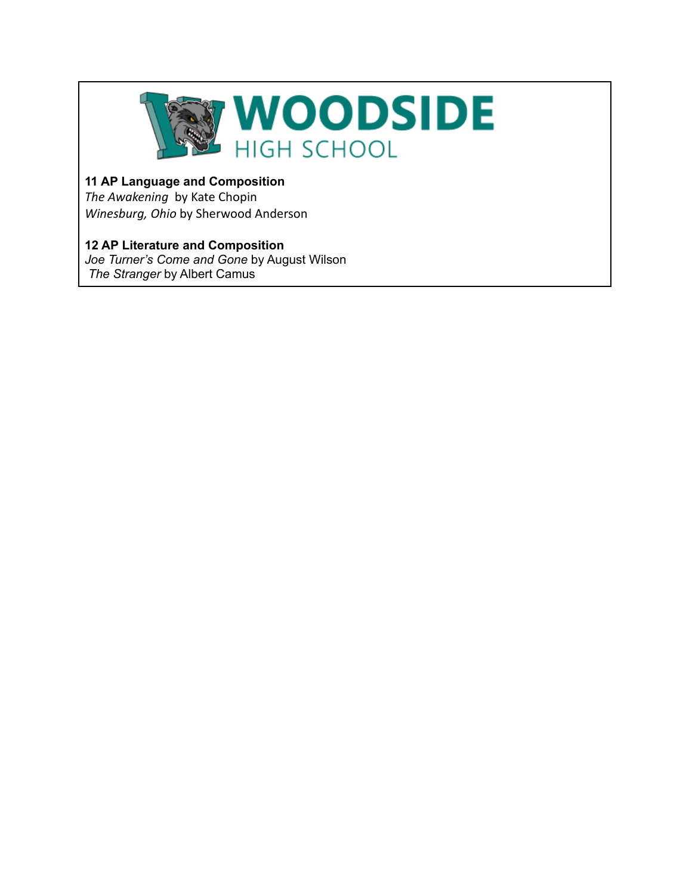WOODSIDE
HIGH SCHOOL

**11 AP Language and Composition**
*The Awakening* by Kate Chopin
*Winesburg, Ohio* by Sherwood Anderson

**12 AP Literature and Composition**
*Joe Turner's Come and Gone* by August Wilson
*The Stranger* by Albert Camus